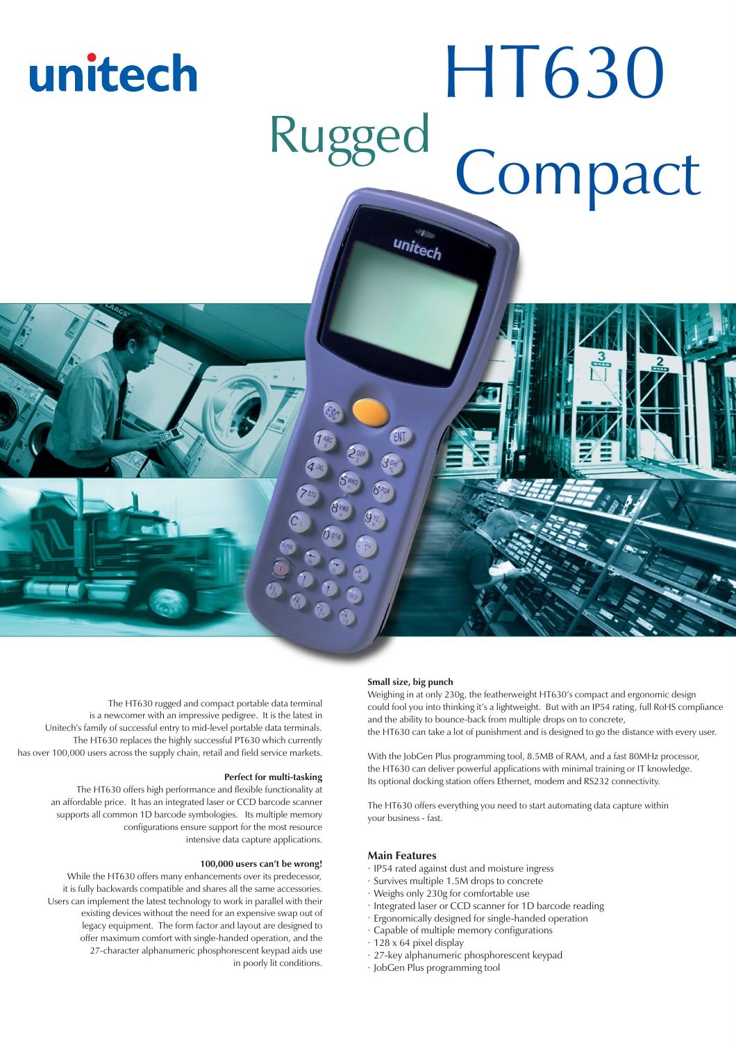unitech

# HT630 Rugged Compact

The HT630 rugged and compact portable data terminal is a newcomer with an impressive pedigree. It is the latest in Unitech's family of successful entry to mid-level portable data terminals. The HT630 replaces the highly successful PT630 which currently has over 100,000 users across the supply chain, retail and field service markets.

**Perfect for multi-tasking**

The HT630 offers high performance and flexible functionality at an affordable price. It has an integrated laser or CCD barcode scanner supports all common 1D barcode symbologies. Its multiple memory configurations ensure support for the most resource intensive data capture applications.

**100,000 users can't be wrong!**

While the HT630 offers many enhancements over its predecessor, it is fully backwards compatible and shares all the same accessories. Users can implement the latest technology to work in parallel with their existing devices without the need for an expensive swap out of legacy equipment. The form factor and layout are designed to offer maximum comfort with single-handed operation, and the 27-character alphanumeric phosphorescent keypad aids use in poorly lit conditions.

**Small size, big punch**

Weighing in at only 230g, the featherweight HT630's compact and ergonomic design could fool you into thinking it's a lightweight. But with an IP54 rating, full RoHS compliance and the ability to bounce-back from multiple drops on to concrete, the HT630 can take a lot of punishment and is designed to go the distance with every user.

With the JobGen Plus programming tool, 8.5MB of RAM, and a fast 80MHz processor, the HT630 can deliver powerful applications with minimal training or IT knowledge. Its optional docking station offers Ethernet, modem and RS232 connectivity.

The HT630 offers everything you need to start automating data capture within your business - fast.

## Main Features

- IP54 rated against dust and moisture ingress
- Survives multiple 1.5M drops to concrete
- Weighs only 230g for comfortable use
- Integrated laser or CCD scanner for 1D barcode reading
- Ergonomically designed for single-handed operation
- Capable of multiple memory configurations
- 128 x 64 pixel display
- 27-key alphanumeric phosphorescent keypad
- JobGen Plus programming tool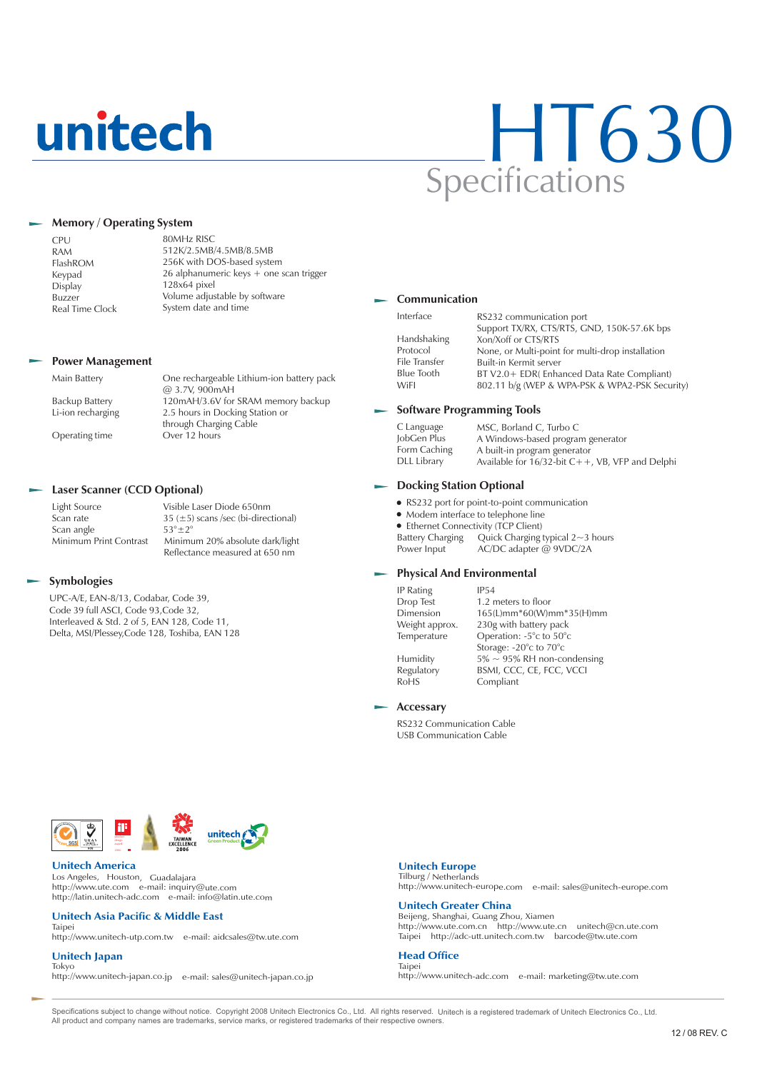# unitech

# HT630

## Specifications

### Memory / Operating System

| | |
|---|---|
| CPU | 80MHz RISC |
| RAM | 512K/2.5MB/4.5MB/8.5MB |
| FlashROM | 256K with DOS-based system |
| Keypad | 26 alphanumeric keys + one scan trigger |
| Display | 128x64 pixel |
| Buzzer | Volume adjustable by software |
| Real Time Clock | System date and time |

### Power Management

| | |
|---|---|
| Main Battery | One rechargeable Lithium-ion battery pack @ 3.7V, 900mAH |
| Backup Battery | 120mAH/3.6V for SRAM memory backup |
| Li-ion recharging | 2.5 hours in Docking Station or through Charging Cable |
| Operating time | Over 12 hours |

### Laser Scanner (CCD Optional)

| | |
|---|---|
| Light Source | Visible Laser Diode 650nm |
| Scan rate | 35 (±5) scans /sec (bi-directional) |
| Scan angle | 53°±2° |
| Minimum Print Contrast | Minimum 20% absolute dark/light Reflectance measured at 650 nm |

### Symbologies

UPC-A/E, EAN-8/13, Codabar, Code 39, Code 39 full ASCI, Code 93,Code 32, Interleaved & Std. 2 of 5, EAN 128, Code 11, Delta, MSI/Plessey,Code 128, Toshiba, EAN 128

### Communication

| | |
|---|---|
| Interface | RS232 communication port<br>Support TX/RX, CTS/RTS, GND, 150K-57.6K bps |
| Handshaking | Xon/Xoff or CTS/RTS |
| Protocol | None, or Multi-point for multi-drop installation |
| File Transfer | Built-in Kermit server |
| Blue Tooth | BT V2.0+ EDR( Enhanced Data Rate Compliant) |
| WiFI | 802.11 b/g (WEP & WPA-PSK & WPA2-PSK Security) |

### Software Programming Tools

| | |
|---|---|
| C Language | MSC, Borland C, Turbo C |
| JobGen Plus | A Windows-based program generator |
| Form Caching | A built-in program generator |
| DLL Library | Available for 16/32-bit C++, VB, VFP and Delphi |

### Docking Station Optional

- RS232 port for point-to-point communication
- Modem interface to telephone line
- Ethernet Connectivity (TCP Client)

| | |
|---|---|
| Battery Charging | Quick Charging typical 2~3 hours |
| Power Input | AC/DC adapter @ 9VDC/2A |

### Physical And Environmental

| | |
|---|---|
| IP Rating | IP54 |
| Drop Test | 1.2 meters to floor |
| Dimension | 165(L)mm*60(W)mm*35(H)mm |
| Weight approx. | 230g with battery pack |
| Temperature | Operation: -5°c to 50°c<br>Storage: -20°c to 70°c |
| Humidity | 5% ~ 95% RH non-condensing |
| Regulatory | BSMI, CCC, CE, FCC, VCCI |
| RoHS | Compliant |

### Accessary

RS232 Communication Cable
USB Communication Cable

**Unitech America**
Los Angeles, Houston, Guadalajara
http://www.ute.com e-mail: inquiry@ute.com
http://latin.unitech-adc.com e-mail: info@latin.ute.com

**Unitech Asia Pacific & Middle East**
Taipei
http://www.unitech-utp.com.tw e-mail: aidcsales@tw.ute.com

**Unitech Japan**
Tokyo
http://www.unitech-japan.co.jp e-mail: sales@unitech-japan.co.jp

**Unitech Europe**
Tilburg / Netherlands
http://www.unitech-europe.com e-mail: sales@unitech-europe.com

**Unitech Greater China**
Beijeng, Shanghai, Guang Zhou, Xiamen
http://www.ute.com.cn http://www.ute.cn unitech@cn.ute.com
Taipei http://adc-utt.unitech.com.tw barcode@tw.ute.com

**Head Office**
Taipei
http://www.unitech-adc.com e-mail: marketing@tw.ute.com

Specifications subject to change without notice. Copyright 2008 Unitech Electronics Co., Ltd. All rights reserved. Unitech is a registered trademark of Unitech Electronics Co., Ltd.
All product and company names are trademarks, service marks, or registered trademarks of their respective owners.

12 / 08 REV. C